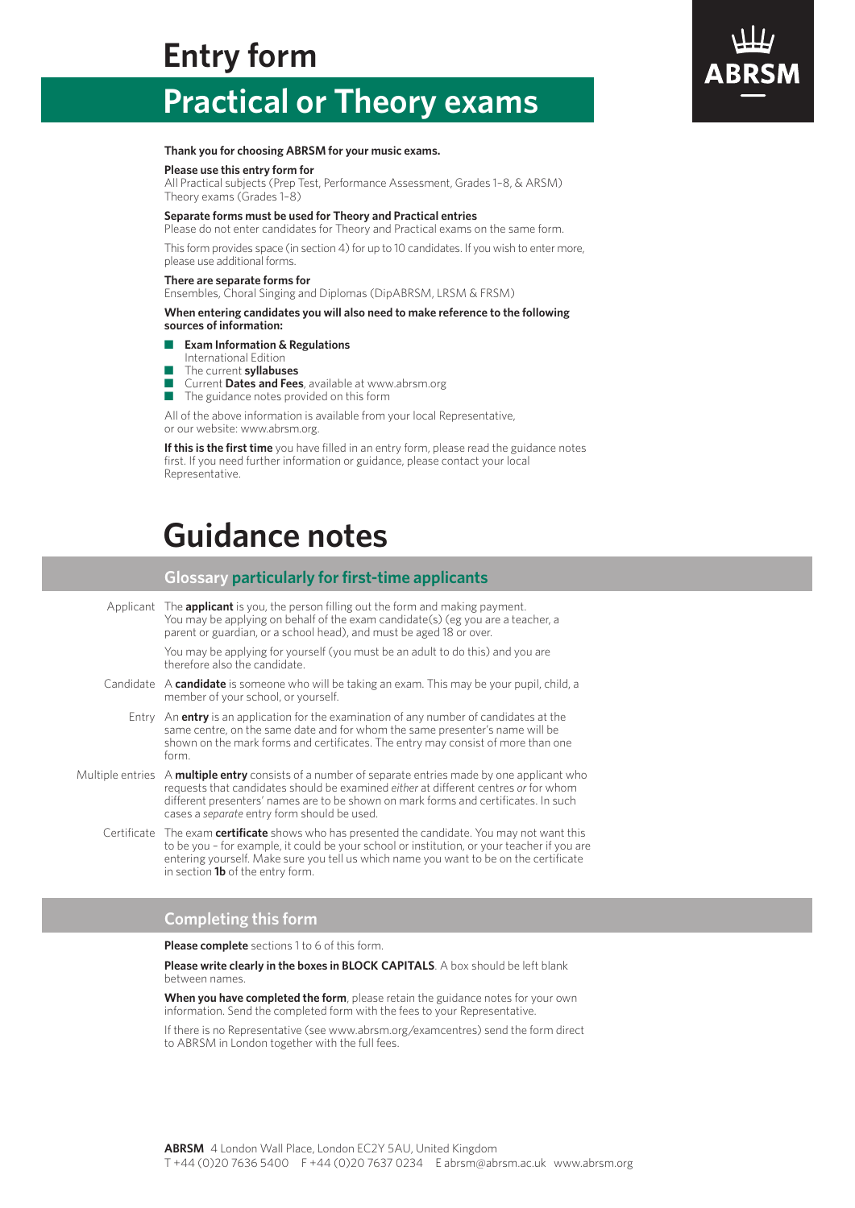# Entry form

## Practical or Theory exams

ABRSM

**Thank you for choosing ABRSM for your music exams.**

**Please use this entry form for**
All Practical subjects (Prep Test, Performance Assessment, Grades 1–8, & ARSM)
Theory exams (Grades 1–8)

**Separate forms must be used for Theory and Practical entries**
Please do not enter candidates for Theory and Practical exams on the same form.

This form provides space (in section 4) for up to 10 candidates. If you wish to enter more, please use additional forms.

**There are separate forms for**
Ensembles, Choral Singing and Diplomas (DipABRSM, LRSM & FRSM)

**When entering candidates you will also need to make reference to the following sources of information:**

- **Exam Information & Regulations** International Edition
- The current **syllabuses**
- Current **Dates and Fees**, available at www.abrsm.org
- The guidance notes provided on this form

All of the above information is available from your local Representative, or our website: www.abrsm.org.

**If this is the first time** you have filled in an entry form, please read the guidance notes first. If you need further information or guidance, please contact your local Representative.

# Guidance notes

## Glossary particularly for first-time applicants

**Applicant** — The **applicant** is you, the person filling out the form and making payment. You may be applying on behalf of the exam candidate(s) (eg you are a teacher, a parent or guardian, or a school head), and must be aged 18 or over.

You may be applying for yourself (you must be an adult to do this) and you are therefore also the candidate.

**Candidate** — A **candidate** is someone who will be taking an exam. This may be your pupil, child, a member of your school, or yourself.

**Entry** — An **entry** is an application for the examination of any number of candidates at the same centre, on the same date and for whom the same presenter's name will be shown on the mark forms and certificates. The entry may consist of more than one form.

**Multiple entries** — A **multiple entry** consists of a number of separate entries made by one applicant who requests that candidates should be examined *either* at different centres *or* for whom different presenters' names are to be shown on mark forms and certificates. In such cases a *separate* entry form should be used.

**Certificate** — The exam **certificate** shows who has presented the candidate. You may not want this to be you – for example, it could be your school or institution, or your teacher if you are entering yourself. Make sure you tell us which name you want to be on the certificate in section **1b** of the entry form.

## Completing this form

**Please complete** sections 1 to 6 of this form.

**Please write clearly in the boxes in BLOCK CAPITALS**. A box should be left blank between names.

**When you have completed the form**, please retain the guidance notes for your own information. Send the completed form with the fees to your Representative.

If there is no Representative (see www.abrsm.org/examcentres) send the form direct to ABRSM in London together with the full fees.

**ABRSM** 4 London Wall Place, London EC2Y 5AU, United Kingdom
T +44 (0)20 7636 5400 F +44 (0)20 7637 0234 E abrsm@abrsm.ac.uk www.abrsm.org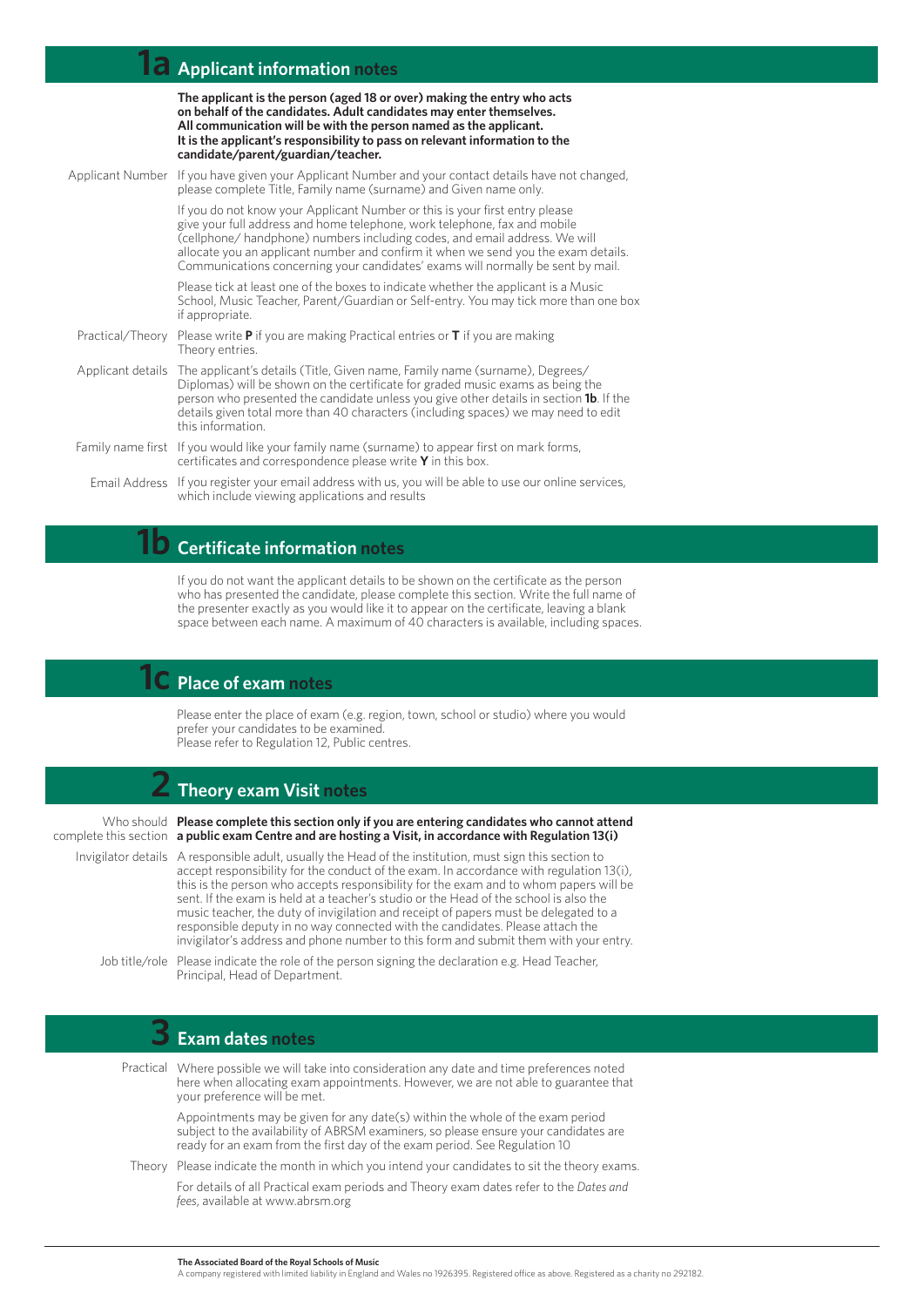## 1a Applicant information notes

**The applicant is the person (aged 18 or over) making the entry who acts on behalf of the candidates. Adult candidates may enter themselves. All communication will be with the person named as the applicant. It is the applicant's responsibility to pass on relevant information to the candidate/parent/guardian/teacher.**

**Applicant Number** If you have given your Applicant Number and your contact details have not changed, please complete Title, Family name (surname) and Given name only.

If you do not know your Applicant Number or this is your first entry please give your full address and home telephone, work telephone, fax and mobile (cellphone/ handphone) numbers including codes, and email address. We will allocate you an applicant number and confirm it when we send you the exam details. Communications concerning your candidates' exams will normally be sent by mail.

Please tick at least one of the boxes to indicate whether the applicant is a Music School, Music Teacher, Parent/Guardian or Self-entry. You may tick more than one box if appropriate.

**Practical/Theory** Please write **P** if you are making Practical entries or **T** if you are making Theory entries.

**Applicant details** The applicant's details (Title, Given name, Family name (surname), Degrees/ Diplomas) will be shown on the certificate for graded music exams as being the person who presented the candidate unless you give other details in section **1b**. If the details given total more than 40 characters (including spaces) we may need to edit this information.

**Family name first** If you would like your family name (surname) to appear first on mark forms, certificates and correspondence please write **Y** in this box.

**Email Address** If you register your email address with us, you will be able to use our online services, which include viewing applications and results

## 1b Certificate information notes

If you do not want the applicant details to be shown on the certificate as the person who has presented the candidate, please complete this section. Write the full name of the presenter exactly as you would like it to appear on the certificate, leaving a blank space between each name. A maximum of 40 characters is available, including spaces.

## 1c Place of exam notes

Please enter the place of exam (e.g. region, town, school or studio) where you would prefer your candidates to be examined.
Please refer to Regulation 12, Public centres.

## 2 Theory exam Visit notes

**Who should complete this section** **Please complete this section only if you are entering candidates who cannot attend a public exam Centre and are hosting a Visit, in accordance with Regulation 13(i)**

**Invigilator details** A responsible adult, usually the Head of the institution, must sign this section to accept responsibility for the conduct of the exam. In accordance with regulation 13(i), this is the person who accepts responsibility for the exam and to whom papers will be sent. If the exam is held at a teacher's studio or the Head of the school is also the music teacher, the duty of invigilation and receipt of papers must be delegated to a responsible deputy in no way connected with the candidates. Please attach the invigilator's address and phone number to this form and submit them with your entry.

**Job title/role** Please indicate the role of the person signing the declaration e.g. Head Teacher, Principal, Head of Department.

## 3 Exam dates notes

**Practical** Where possible we will take into consideration any date and time preferences noted here when allocating exam appointments. However, we are not able to guarantee that your preference will be met.

Appointments may be given for any date(s) within the whole of the exam period subject to the availability of ABRSM examiners, so please ensure your candidates are ready for an exam from the first day of the exam period. See Regulation 10

**Theory** Please indicate the month in which you intend your candidates to sit the theory exams.

For details of all Practical exam periods and Theory exam dates refer to the *Dates and fees*, available at www.abrsm.org

**The Associated Board of the Royal Schools of Music**
A company registered with limited liability in England and Wales no 1926395. Registered office as above. Registered as a charity no 292182.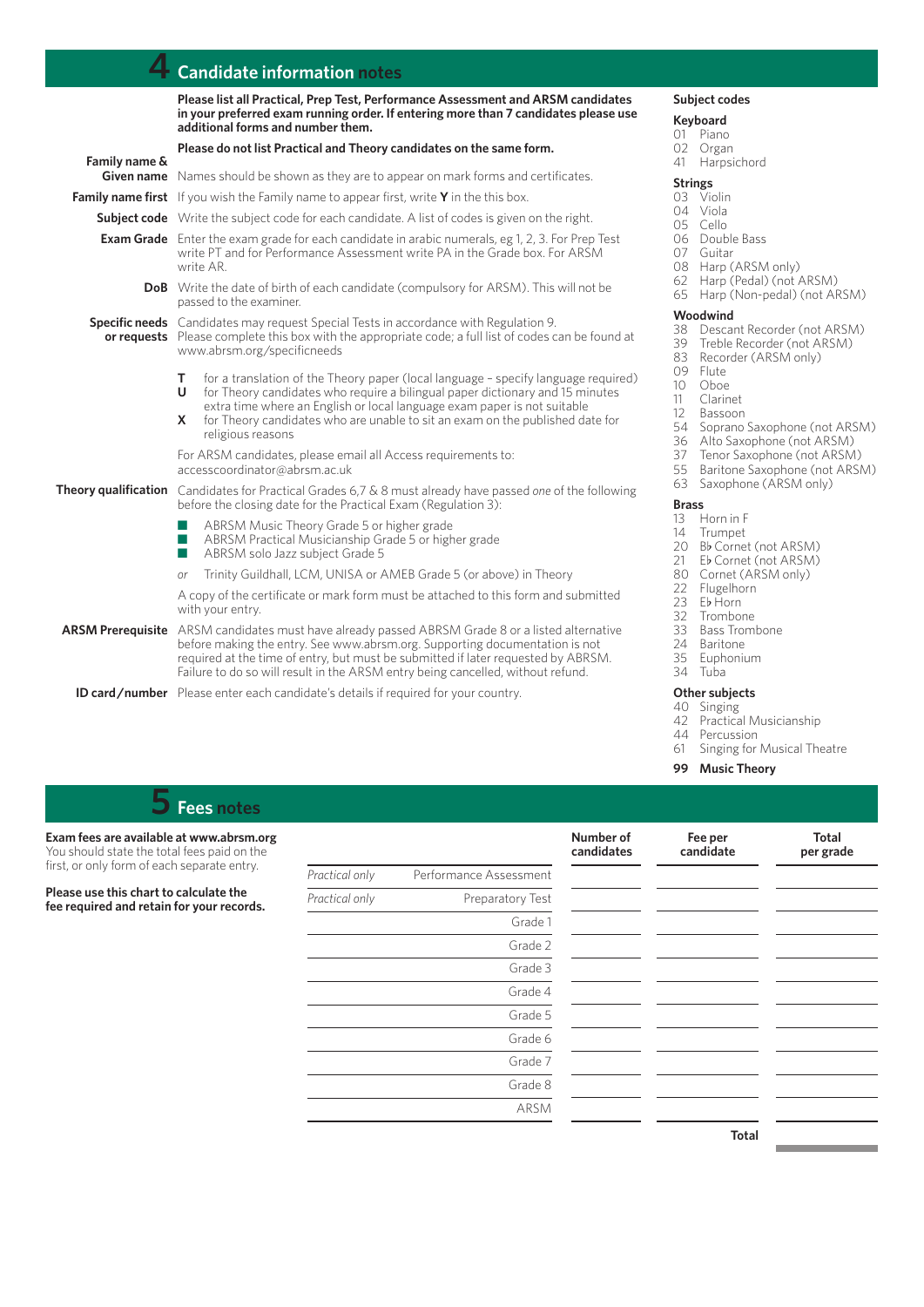## 4 Candidate information notes

**Please list all Practical, Prep Test, Performance Assessment and ARSM candidates in your preferred exam running order. If entering more than 7 candidates please use additional forms and number them.**

**Please do not list Practical and Theory candidates on the same form.**

**Family name & Given name** Names should be shown as they are to appear on mark forms and certificates.

**Family name first** If you wish the Family name to appear first, write **Y** in the this box.

**Subject code** Write the subject code for each candidate. A list of codes is given on the right.

**Exam Grade** Enter the exam grade for each candidate in arabic numerals, eg 1, 2, 3. For Prep Test write PT and for Performance Assessment write PA in the Grade box. For ARSM write AR.

**DoB** Write the date of birth of each candidate (compulsory for ARSM). This will not be passed to the examiner.

**Specific needs or requests** Candidates may request Special Tests in accordance with Regulation 9. Please complete this box with the appropriate code; a full list of codes can be found at www.abrsm.org/specificneeds

- **T** for a translation of the Theory paper (local language – specify language required)
- **U** for Theory candidates who require a bilingual paper dictionary and 15 minutes extra time where an English or local language exam paper is not suitable
- **X** for Theory candidates who are unable to sit an exam on the published date for religious reasons

For ARSM candidates, please email all Access requirements to: accesscoordinator@abrsm.ac.uk

**Theory qualification** Candidates for Practical Grades 6,7 & 8 must already have passed *one* of the following before the closing date for the Practical Exam (Regulation 3):

- ABRSM Music Theory Grade 5 or higher grade
- ABRSM Practical Musicianship Grade 5 or higher grade
- ABRSM solo Jazz subject Grade 5

*or* Trinity Guildhall, LCM, UNISA or AMEB Grade 5 (or above) in Theory

A copy of the certificate or mark form must be attached to this form and submitted with your entry.

**ARSM Prerequisite** ARSM candidates must have already passed ABRSM Grade 8 or a listed alternative before making the entry. See www.abrsm.org. Supporting documentation is not required at the time of entry, but must be submitted if later requested by ABRSM. Failure to do so will result in the ARSM entry being cancelled, without refund.

**ID card/number** Please enter each candidate's details if required for your country.

### Subject codes

**Keyboard**
- 01 Piano
- 02 Organ
- 41 Harpsichord

**Strings**
- 03 Violin
- 04 Viola
- 05 Cello
- 06 Double Bass
- 07 Guitar
- 08 Harp (ARSM only)
- 62 Harp (Pedal) (not ARSM)
- 65 Harp (Non-pedal) (not ARSM)

**Woodwind**
- 38 Descant Recorder (not ARSM)
- 39 Treble Recorder (not ARSM)
- 83 Recorder (ARSM only)
- 09 Flute
- 10 Oboe
- 11 Clarinet
- 12 Bassoon
- 54 Soprano Saxophone (not ARSM)
- 36 Alto Saxophone (not ARSM)
- 37 Tenor Saxophone (not ARSM)
- 55 Baritone Saxophone (not ARSM)
- 63 Saxophone (ARSM only)

**Brass**
- 13 Horn in F
- 14 Trumpet
- 20 B♭ Cornet (not ARSM)
- 21 E♭ Cornet (not ARSM)
- 80 Cornet (ARSM only)
- 22 Flugelhorn
- 23 E♭ Horn
- 32 Trombone
- 33 Bass Trombone
- 24 Baritone
- 35 Euphonium
- 34 Tuba

**Other subjects**
- 40 Singing
- 42 Practical Musicianship
- 44 Percussion
- 61 Singing for Musical Theatre

**99 Music Theory**

## 5 Fees notes

**Exam fees are available at www.abrsm.org**
You should state the total fees paid on the first, or only form of each separate entry.

**Please use this chart to calculate the fee required and retain for your records.**

| | | Number of candidates | Fee per candidate | Total per grade |
|---|---|---|---|---|
| *Practical only* | Performance Assessment | | | |
| *Practical only* | Preparatory Test | | | |
| | Grade 1 | | | |
| | Grade 2 | | | |
| | Grade 3 | | | |
| | Grade 4 | | | |
| | Grade 5 | | | |
| | Grade 6 | | | |
| | Grade 7 | | | |
| | Grade 8 | | | |
| | ARSM | | | |
| | | | **Total** | |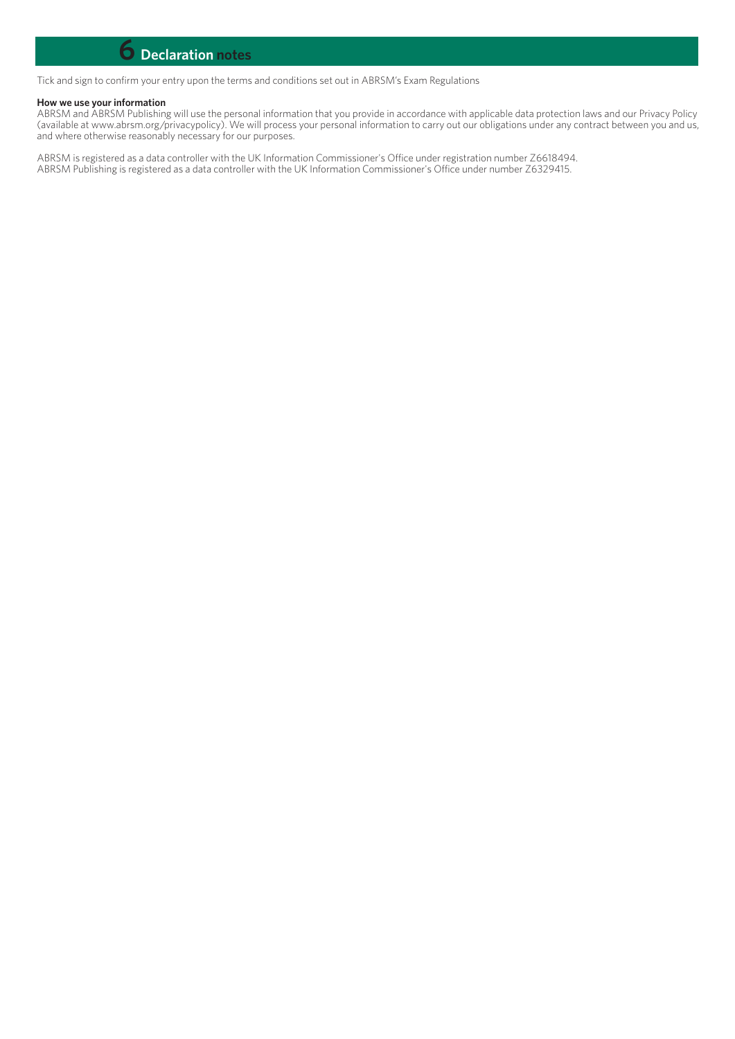# 6 Declaration notes

Tick and sign to confirm your entry upon the terms and conditions set out in ABRSM's Exam Regulations

**How we use your information**
ABRSM and ABRSM Publishing will use the personal information that you provide in accordance with applicable data protection laws and our Privacy Policy (available at www.abrsm.org/privacypolicy). We will process your personal information to carry out our obligations under any contract between you and us, and where otherwise reasonably necessary for our purposes.

ABRSM is registered as a data controller with the UK Information Commissioner's Office under registration number Z6618494.
ABRSM Publishing is registered as a data controller with the UK Information Commissioner's Office under number Z6329415.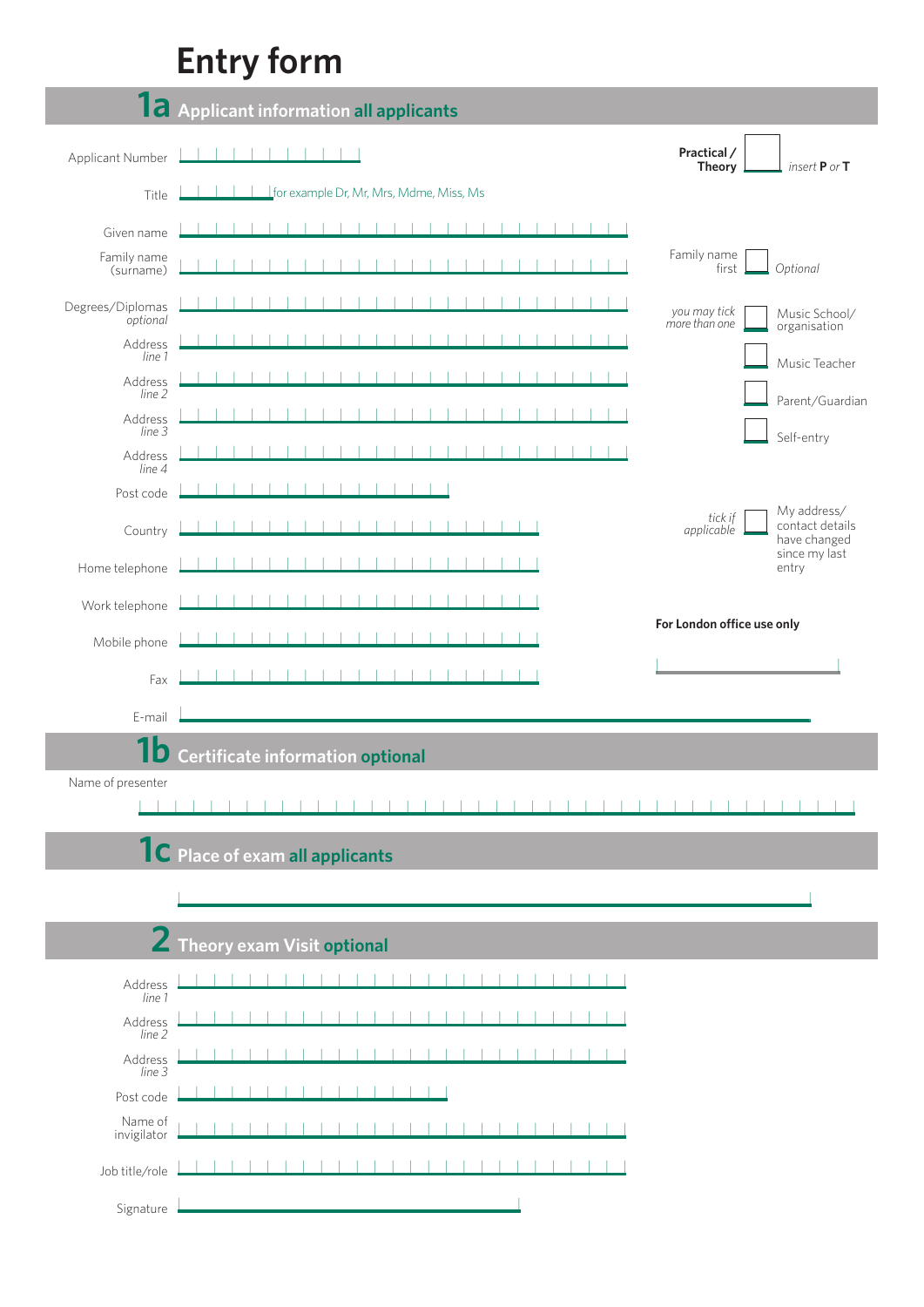# Entry form

## 1a Applicant information all applicants

Applicant Number

Title — for example Dr, Mr, Mrs, Mdme, Miss, Ms

Given name

Family name (surname)

Degrees/Diplomas *optional*

Address *line 1*

Address *line 2*

Address *line 3*

Address *line 4*

Post code

Country

Home telephone

Work telephone

Mobile phone

Fax

E-mail

**Practical / Theory** ☐ *insert* **P** *or* **T**

Family name first ☐ *Optional*

*you may tick more than one*

- ☐ Music School/organisation
- ☐ Music Teacher
- ☐ Parent/Guardian
- ☐ Self-entry

*tick if applicable* ☐ My address/contact details have changed since my last entry

**For London office use only**

## 1b Certificate information optional

Name of presenter

## 1c Place of exam all applicants

## 2 Theory exam Visit optional

Address *line 1*

Address *line 2*

Address *line 3*

Post code

Name of invigilator

Job title/role

Signature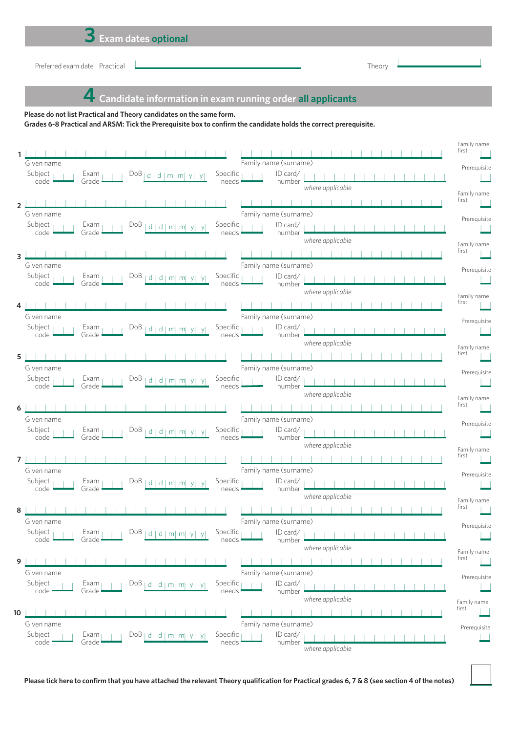## 3 Exam dates optional

Preferred exam date Practical ______________________ Theory ______________________

## 4 Candidate information in exam running order all applicants

**Please do not list Practical and Theory candidates on the same form.**
**Grades 6-8 Practical and ARSM: Tick the Prerequisite box to confirm the candidate holds the correct prerequisite.**

**1**
Given name ______________________ Family name (surname) ______________________ Family name first ☐
Subject code ____ Exam Grade ____ DoB d d m m y y Specific needs ____ ID card/ number ______________________ *where applicable* Prerequisite ☐

**2**
Given name ______________________ Family name (surname) ______________________ Family name first ☐
Subject code ____ Exam Grade ____ DoB d d m m y y Specific needs ____ ID card/ number ______________________ *where applicable* Prerequisite ☐

**3**
Given name ______________________ Family name (surname) ______________________ Family name first ☐
Subject code ____ Exam Grade ____ DoB d d m m y y Specific needs ____ ID card/ number ______________________ *where applicable* Prerequisite ☐

**4**
Given name ______________________ Family name (surname) ______________________ Family name first ☐
Subject code ____ Exam Grade ____ DoB d d m m y y Specific needs ____ ID card/ number ______________________ *where applicable* Prerequisite ☐

**5**
Given name ______________________ Family name (surname) ______________________ Family name first ☐
Subject code ____ Exam Grade ____ DoB d d m m y y Specific needs ____ ID card/ number ______________________ *where applicable* Prerequisite ☐

**6**
Given name ______________________ Family name (surname) ______________________ Family name first ☐
Subject code ____ Exam Grade ____ DoB d d m m y y Specific needs ____ ID card/ number ______________________ *where applicable* Prerequisite ☐

**7**
Given name ______________________ Family name (surname) ______________________ Family name first ☐
Subject code ____ Exam Grade ____ DoB d d m m y y Specific needs ____ ID card/ number ______________________ *where applicable* Prerequisite ☐

**8**
Given name ______________________ Family name (surname) ______________________ Family name first ☐
Subject code ____ Exam Grade ____ DoB d d m m y y Specific needs ____ ID card/ number ______________________ *where applicable* Prerequisite ☐

**9**
Given name ______________________ Family name (surname) ______________________ Family name first ☐
Subject code ____ Exam Grade ____ DoB d d m m y y Specific needs ____ ID card/ number ______________________ *where applicable* Prerequisite ☐

**10**
Given name ______________________ Family name (surname) ______________________ Family name first ☐
Subject code ____ Exam Grade ____ DoB d d m m y y Specific needs ____ ID card/ number ______________________ *where applicable* Prerequisite ☐

**Please tick here to confirm that you have attached the relevant Theory qualification for Practical grades 6, 7 & 8 (see section 4 of the notes)** ☐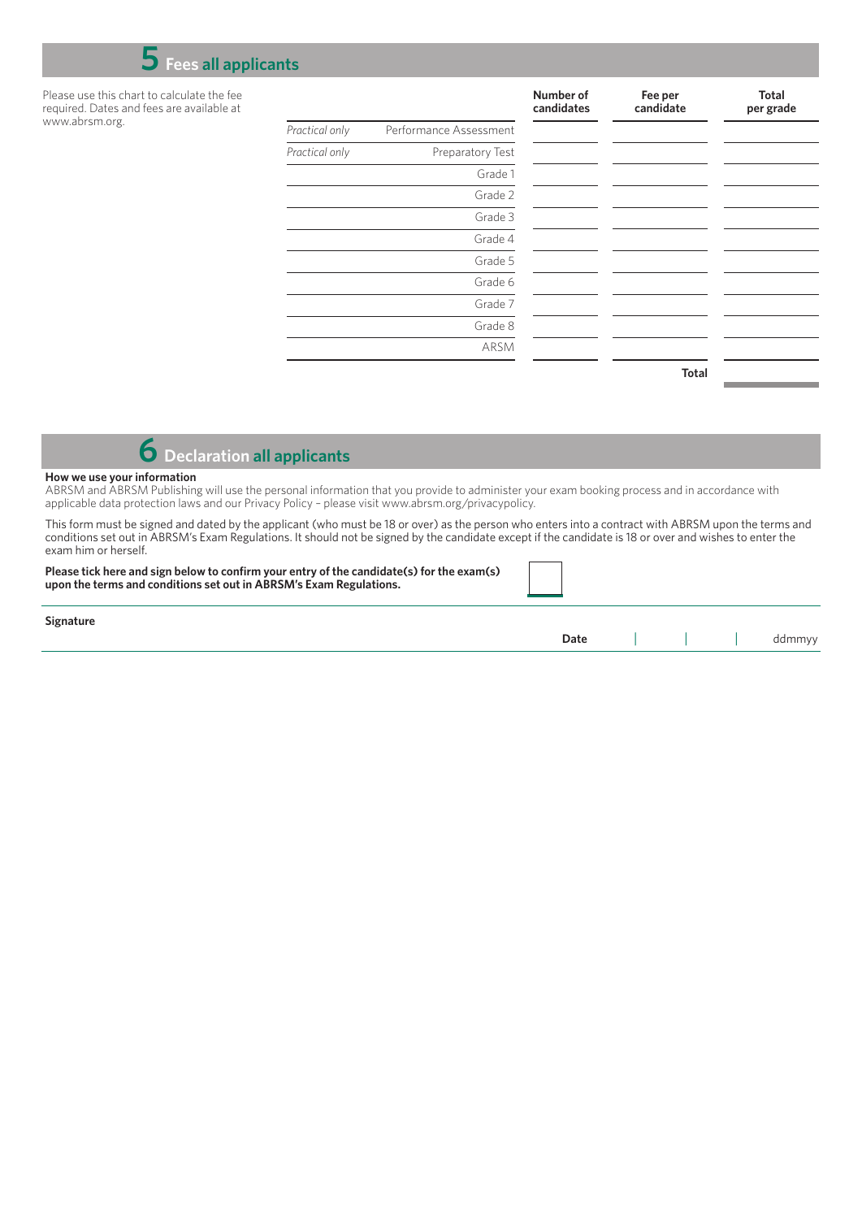## 5 Fees all applicants

Please use this chart to calculate the fee required. Dates and fees are available at www.abrsm.org.

| | | Number of candidates | Fee per candidate | Total per grade |
|---|---|---|---|---|
| *Practical only* | Performance Assessment | | | |
| *Practical only* | Preparatory Test | | | |
| | Grade 1 | | | |
| | Grade 2 | | | |
| | Grade 3 | | | |
| | Grade 4 | | | |
| | Grade 5 | | | |
| | Grade 6 | | | |
| | Grade 7 | | | |
| | Grade 8 | | | |
| | ARSM | | | |
| | | | **Total** | |

## 6 Declaration all applicants

**How we use your information**
ABRSM and ABRSM Publishing will use the personal information that you provide to administer your exam booking process and in accordance with applicable data protection laws and our Privacy Policy – please visit www.abrsm.org/privacypolicy.

This form must be signed and dated by the applicant (who must be 18 or over) as the person who enters into a contract with ABRSM upon the terms and conditions set out in ABRSM's Exam Regulations. It should not be signed by the candidate except if the candidate is 18 or over and wishes to enter the exam him or herself.

**Please tick here and sign below to confirm your entry of the candidate(s) for the exam(s) upon the terms and conditions set out in ABRSM's Exam Regulations.** ☐

**Signature**

**Date** | | | ddmmyy